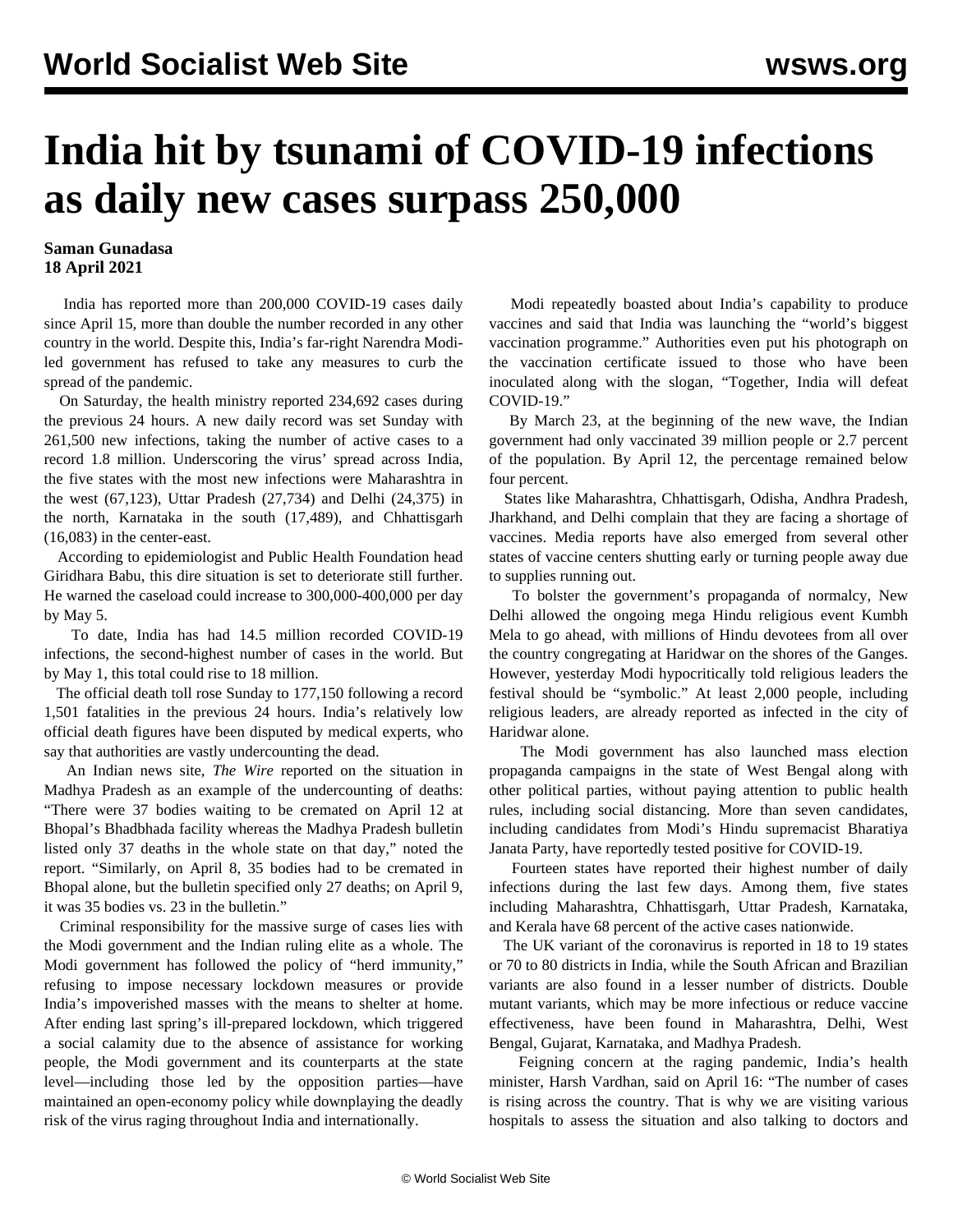# India hit by tsunami of COVID-19 infections as daily new cases surpass 250,000

**Saman Gunadasa**
**18 April 2021**

India has reported more than 200,000 COVID-19 cases daily since April 15, more than double the number recorded in any other country in the world. Despite this, India's far-right Narendra Modi-led government has refused to take any measures to curb the spread of the pandemic.

On Saturday, the health ministry reported 234,692 cases during the previous 24 hours. A new daily record was set Sunday with 261,500 new infections, taking the number of active cases to a record 1.8 million. Underscoring the virus' spread across India, the five states with the most new infections were Maharashtra in the west (67,123), Uttar Pradesh (27,734) and Delhi (24,375) in the north, Karnataka in the south (17,489), and Chhattisgarh (16,083) in the center-east.

According to epidemiologist and Public Health Foundation head Giridhara Babu, this dire situation is set to deteriorate still further. He warned the caseload could increase to 300,000-400,000 per day by May 5.

To date, India has had 14.5 million recorded COVID-19 infections, the second-highest number of cases in the world. But by May 1, this total could rise to 18 million.

The official death toll rose Sunday to 177,150 following a record 1,501 fatalities in the previous 24 hours. India's relatively low official death figures have been disputed by medical experts, who say that authorities are vastly undercounting the dead.

An Indian news site, *The Wire* reported on the situation in Madhya Pradesh as an example of the undercounting of deaths: "There were 37 bodies waiting to be cremated on April 12 at Bhopal's Bhadbhada facility whereas the Madhya Pradesh bulletin listed only 37 deaths in the whole state on that day," noted the report. "Similarly, on April 8, 35 bodies had to be cremated in Bhopal alone, but the bulletin specified only 27 deaths; on April 9, it was 35 bodies vs. 23 in the bulletin."

Criminal responsibility for the massive surge of cases lies with the Modi government and the Indian ruling elite as a whole. The Modi government has followed the policy of "herd immunity," refusing to impose necessary lockdown measures or provide India's impoverished masses with the means to shelter at home. After ending last spring's ill-prepared lockdown, which triggered a social calamity due to the absence of assistance for working people, the Modi government and its counterparts at the state level—including those led by the opposition parties—have maintained an open-economy policy while downplaying the deadly risk of the virus raging throughout India and internationally.

Modi repeatedly boasted about India's capability to produce vaccines and said that India was launching the "world's biggest vaccination programme." Authorities even put his photograph on the vaccination certificate issued to those who have been inoculated along with the slogan, "Together, India will defeat COVID-19."

By March 23, at the beginning of the new wave, the Indian government had only vaccinated 39 million people or 2.7 percent of the population. By April 12, the percentage remained below four percent.

States like Maharashtra, Chhattisgarh, Odisha, Andhra Pradesh, Jharkhand, and Delhi complain that they are facing a shortage of vaccines. Media reports have also emerged from several other states of vaccine centers shutting early or turning people away due to supplies running out.

To bolster the government's propaganda of normalcy, New Delhi allowed the ongoing mega Hindu religious event Kumbh Mela to go ahead, with millions of Hindu devotees from all over the country congregating at Haridwar on the shores of the Ganges. However, yesterday Modi hypocritically told religious leaders the festival should be "symbolic." At least 2,000 people, including religious leaders, are already reported as infected in the city of Haridwar alone.

The Modi government has also launched mass election propaganda campaigns in the state of West Bengal along with other political parties, without paying attention to public health rules, including social distancing. More than seven candidates, including candidates from Modi's Hindu supremacist Bharatiya Janata Party, have reportedly tested positive for COVID-19.

Fourteen states have reported their highest number of daily infections during the last few days. Among them, five states including Maharashtra, Chhattisgarh, Uttar Pradesh, Karnataka, and Kerala have 68 percent of the active cases nationwide.

The UK variant of the coronavirus is reported in 18 to 19 states or 70 to 80 districts in India, while the South African and Brazilian variants are also found in a lesser number of districts. Double mutant variants, which may be more infectious or reduce vaccine effectiveness, have been found in Maharashtra, Delhi, West Bengal, Gujarat, Karnataka, and Madhya Pradesh.

Feigning concern at the raging pandemic, India's health minister, Harsh Vardhan, said on April 16: "The number of cases is rising across the country. That is why we are visiting various hospitals to assess the situation and also talking to doctors and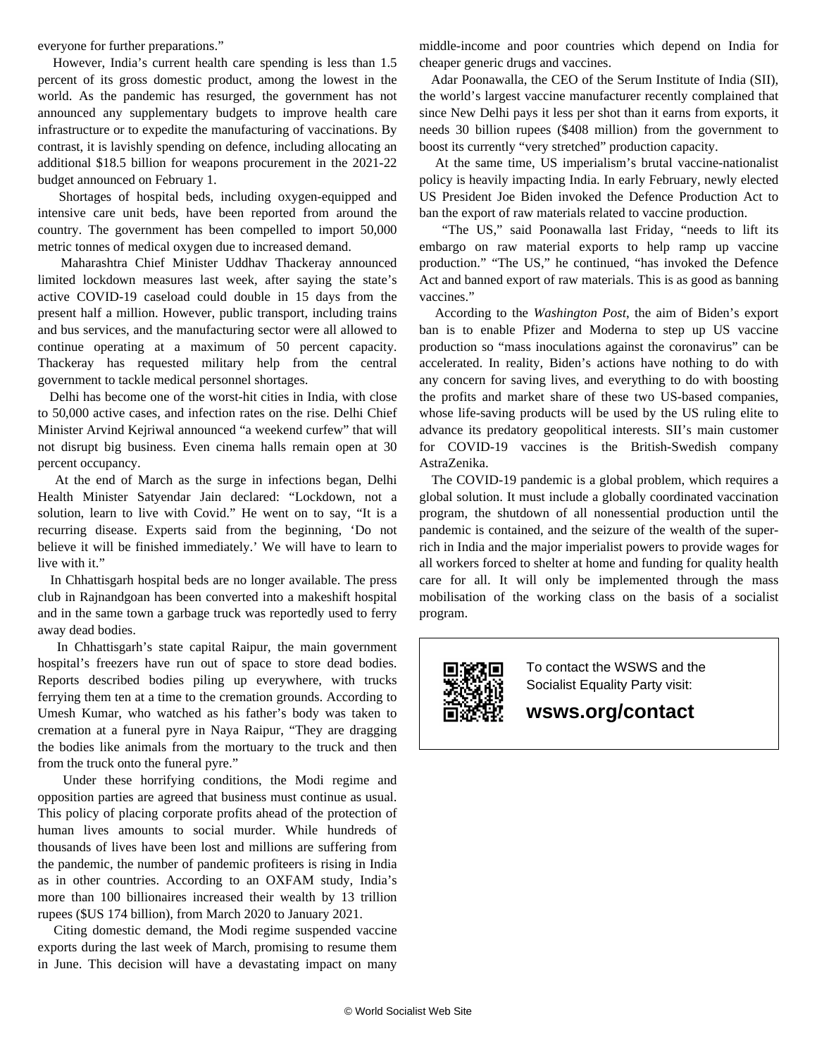everyone for further preparations."

However, India's current health care spending is less than 1.5 percent of its gross domestic product, among the lowest in the world. As the pandemic has resurged, the government has not announced any supplementary budgets to improve health care infrastructure or to expedite the manufacturing of vaccinations. By contrast, it is lavishly spending on defence, including allocating an additional $18.5 billion for weapons procurement in the 2021-22 budget announced on February 1.

Shortages of hospital beds, including oxygen-equipped and intensive care unit beds, have been reported from around the country. The government has been compelled to import 50,000 metric tonnes of medical oxygen due to increased demand.

Maharashtra Chief Minister Uddhav Thackeray announced limited lockdown measures last week, after saying the state's active COVID-19 caseload could double in 15 days from the present half a million. However, public transport, including trains and bus services, and the manufacturing sector were all allowed to continue operating at a maximum of 50 percent capacity. Thackeray has requested military help from the central government to tackle medical personnel shortages.

Delhi has become one of the worst-hit cities in India, with close to 50,000 active cases, and infection rates on the rise. Delhi Chief Minister Arvind Kejriwal announced "a weekend curfew" that will not disrupt big business. Even cinema halls remain open at 30 percent occupancy.

At the end of March as the surge in infections began, Delhi Health Minister Satyendar Jain declared: "Lockdown, not a solution, learn to live with Covid." He went on to say, "It is a recurring disease. Experts said from the beginning, 'Do not believe it will be finished immediately.' We will have to learn to live with it."

In Chhattisgarh hospital beds are no longer available. The press club in Rajnandgoan has been converted into a makeshift hospital and in the same town a garbage truck was reportedly used to ferry away dead bodies.

In Chhattisgarh's state capital Raipur, the main government hospital's freezers have run out of space to store dead bodies. Reports described bodies piling up everywhere, with trucks ferrying them ten at a time to the cremation grounds. According to Umesh Kumar, who watched as his father's body was taken to cremation at a funeral pyre in Naya Raipur, "They are dragging the bodies like animals from the mortuary to the truck and then from the truck onto the funeral pyre."

Under these horrifying conditions, the Modi regime and opposition parties are agreed that business must continue as usual. This policy of placing corporate profits ahead of the protection of human lives amounts to social murder. While hundreds of thousands of lives have been lost and millions are suffering from the pandemic, the number of pandemic profiteers is rising in India as in other countries. According to an OXFAM study, India's more than 100 billionaires increased their wealth by 13 trillion rupees ($US 174 billion), from March 2020 to January 2021.

Citing domestic demand, the Modi regime suspended vaccine exports during the last week of March, promising to resume them in June. This decision will have a devastating impact on many middle-income and poor countries which depend on India for cheaper generic drugs and vaccines.

Adar Poonawalla, the CEO of the Serum Institute of India (SII), the world's largest vaccine manufacturer recently complained that since New Delhi pays it less per shot than it earns from exports, it needs 30 billion rupees ($408 million) from the government to boost its currently "very stretched" production capacity.

At the same time, US imperialism's brutal vaccine-nationalist policy is heavily impacting India. In early February, newly elected US President Joe Biden invoked the Defence Production Act to ban the export of raw materials related to vaccine production.

"The US," said Poonawalla last Friday, "needs to lift its embargo on raw material exports to help ramp up vaccine production." "The US," he continued, "has invoked the Defence Act and banned export of raw materials. This is as good as banning vaccines."

According to the *Washington Post*, the aim of Biden's export ban is to enable Pfizer and Moderna to step up US vaccine production so "mass inoculations against the coronavirus" can be accelerated. In reality, Biden's actions have nothing to do with any concern for saving lives, and everything to do with boosting the profits and market share of these two US-based companies, whose life-saving products will be used by the US ruling elite to advance its predatory geopolitical interests. SII's main customer for COVID-19 vaccines is the British-Swedish company AstraZenika.

The COVID-19 pandemic is a global problem, which requires a global solution. It must include a globally coordinated vaccination program, the shutdown of all nonessential production until the pandemic is contained, and the seizure of the wealth of the super-rich in India and the major imperialist powers to provide wages for all workers forced to shelter at home and funding for quality health care for all. It will only be implemented through the mass mobilisation of the working class on the basis of a socialist program.

To contact the WSWS and the Socialist Equality Party visit:

**wsws.org/contact**